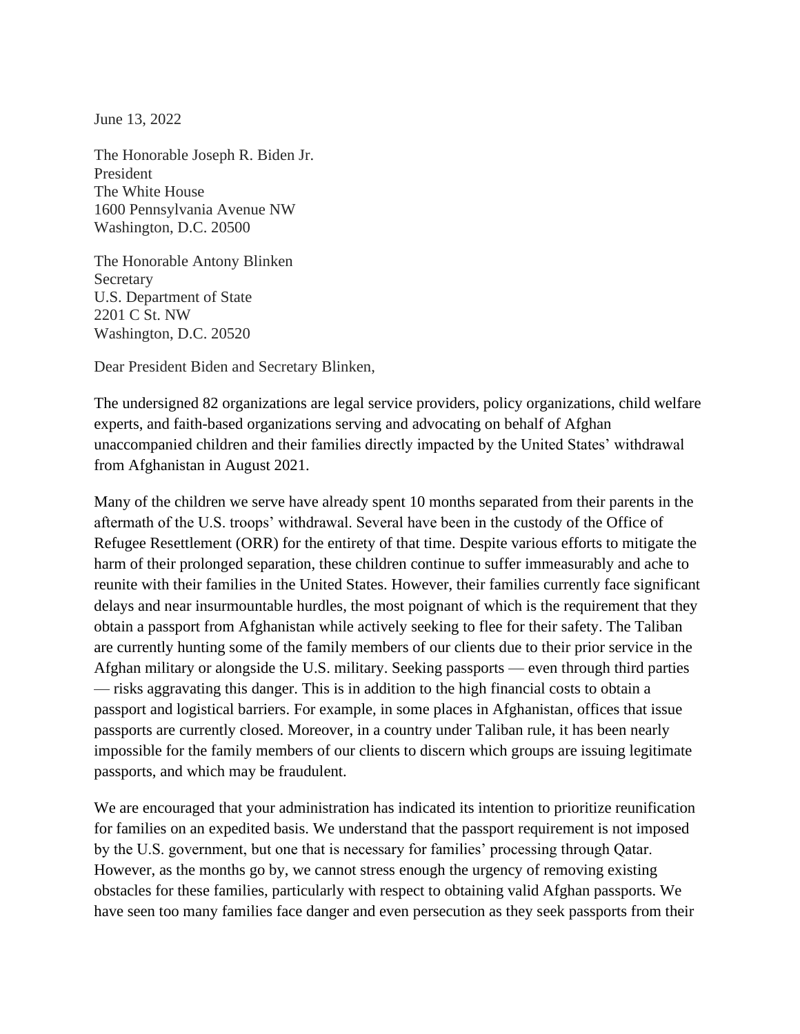June 13, 2022

The Honorable Joseph R. Biden Jr.
President
The White House
1600 Pennsylvania Avenue NW
Washington, D.C. 20500

The Honorable Antony Blinken
Secretary
U.S. Department of State
2201 C St. NW
Washington, D.C. 20520

Dear President Biden and Secretary Blinken,

The undersigned 82 organizations are legal service providers, policy organizations, child welfare experts, and faith-based organizations serving and advocating on behalf of Afghan unaccompanied children and their families directly impacted by the United States' withdrawal from Afghanistan in August 2021.

Many of the children we serve have already spent 10 months separated from their parents in the aftermath of the U.S. troops' withdrawal. Several have been in the custody of the Office of Refugee Resettlement (ORR) for the entirety of that time. Despite various efforts to mitigate the harm of their prolonged separation, these children continue to suffer immeasurably and ache to reunite with their families in the United States. However, their families currently face significant delays and near insurmountable hurdles, the most poignant of which is the requirement that they obtain a passport from Afghanistan while actively seeking to flee for their safety. The Taliban are currently hunting some of the family members of our clients due to their prior service in the Afghan military or alongside the U.S. military. Seeking passports — even through third parties — risks aggravating this danger. This is in addition to the high financial costs to obtain a passport and logistical barriers. For example, in some places in Afghanistan, offices that issue passports are currently closed. Moreover, in a country under Taliban rule, it has been nearly impossible for the family members of our clients to discern which groups are issuing legitimate passports, and which may be fraudulent.

We are encouraged that your administration has indicated its intention to prioritize reunification for families on an expedited basis. We understand that the passport requirement is not imposed by the U.S. government, but one that is necessary for families' processing through Qatar. However, as the months go by, we cannot stress enough the urgency of removing existing obstacles for these families, particularly with respect to obtaining valid Afghan passports. We have seen too many families face danger and even persecution as they seek passports from their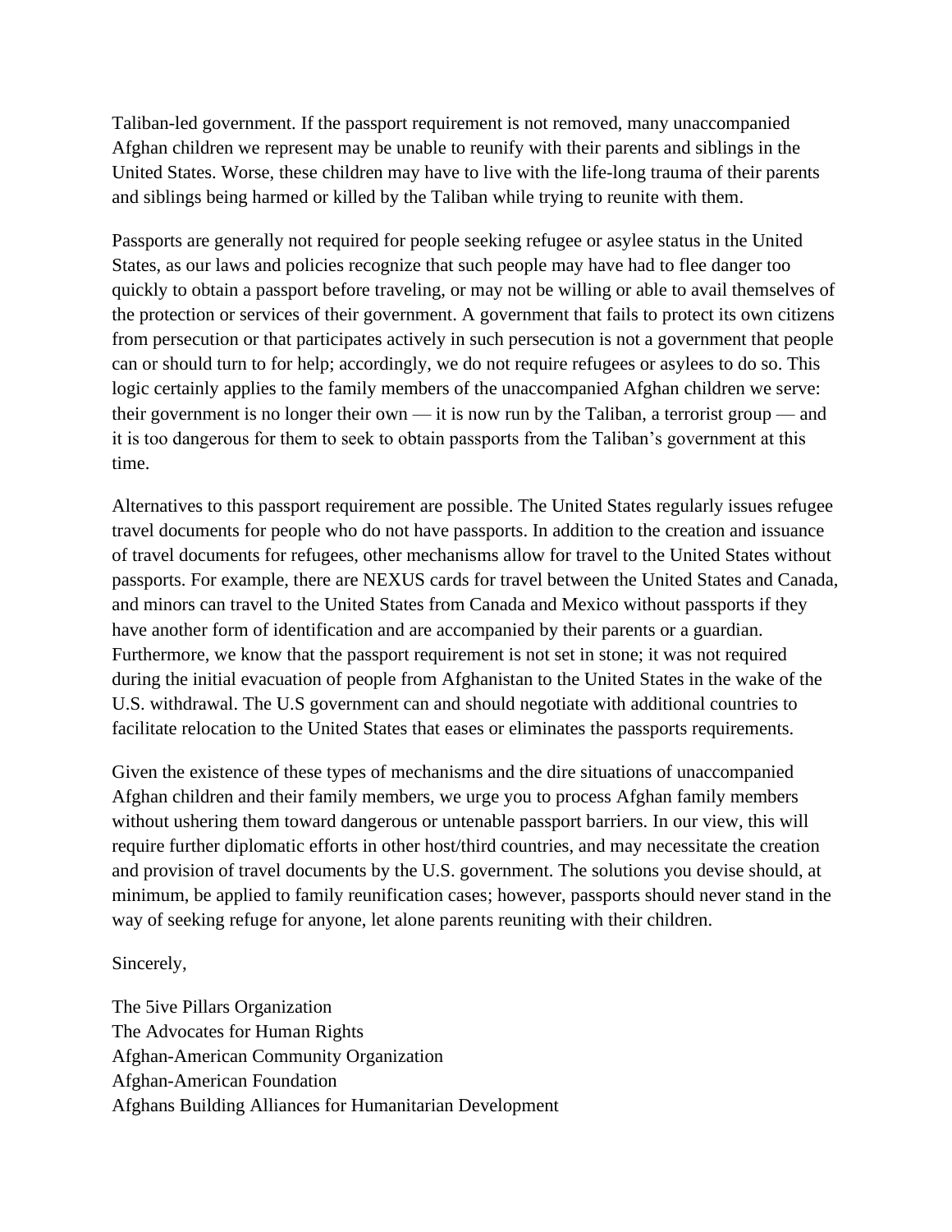Taliban-led government. If the passport requirement is not removed, many unaccompanied Afghan children we represent may be unable to reunify with their parents and siblings in the United States. Worse, these children may have to live with the life-long trauma of their parents and siblings being harmed or killed by the Taliban while trying to reunite with them.

Passports are generally not required for people seeking refugee or asylee status in the United States, as our laws and policies recognize that such people may have had to flee danger too quickly to obtain a passport before traveling, or may not be willing or able to avail themselves of the protection or services of their government. A government that fails to protect its own citizens from persecution or that participates actively in such persecution is not a government that people can or should turn to for help; accordingly, we do not require refugees or asylees to do so. This logic certainly applies to the family members of the unaccompanied Afghan children we serve: their government is no longer their own — it is now run by the Taliban, a terrorist group — and it is too dangerous for them to seek to obtain passports from the Taliban's government at this time.

Alternatives to this passport requirement are possible. The United States regularly issues refugee travel documents for people who do not have passports. In addition to the creation and issuance of travel documents for refugees, other mechanisms allow for travel to the United States without passports. For example, there are NEXUS cards for travel between the United States and Canada, and minors can travel to the United States from Canada and Mexico without passports if they have another form of identification and are accompanied by their parents or a guardian. Furthermore, we know that the passport requirement is not set in stone; it was not required during the initial evacuation of people from Afghanistan to the United States in the wake of the U.S. withdrawal. The U.S government can and should negotiate with additional countries to facilitate relocation to the United States that eases or eliminates the passports requirements.

Given the existence of these types of mechanisms and the dire situations of unaccompanied Afghan children and their family members, we urge you to process Afghan family members without ushering them toward dangerous or untenable passport barriers. In our view, this will require further diplomatic efforts in other host/third countries, and may necessitate the creation and provision of travel documents by the U.S. government. The solutions you devise should, at minimum, be applied to family reunification cases; however, passports should never stand in the way of seeking refuge for anyone, let alone parents reuniting with their children.

Sincerely,

The 5ive Pillars Organization
The Advocates for Human Rights
Afghan-American Community Organization
Afghan-American Foundation
Afghans Building Alliances for Humanitarian Development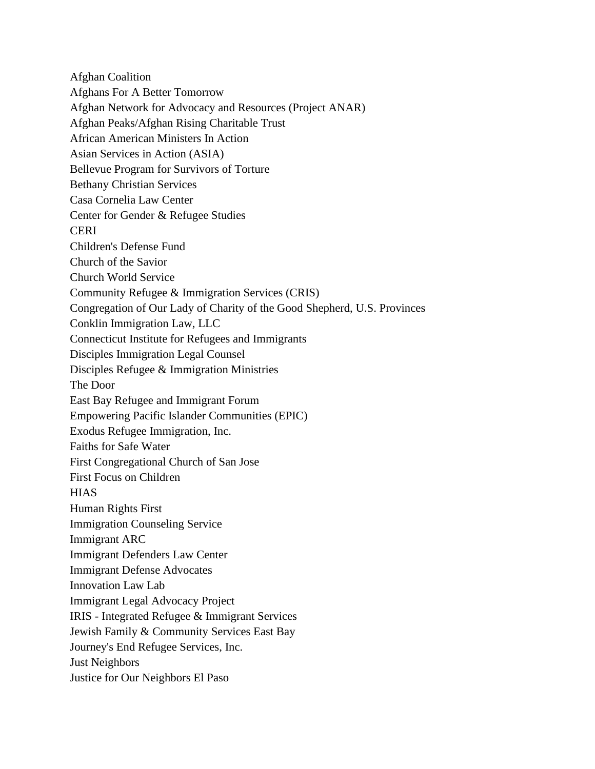Afghan Coalition
Afghans For A Better Tomorrow
Afghan Network for Advocacy and Resources (Project ANAR)
Afghan Peaks/Afghan Rising Charitable Trust
African American Ministers In Action
Asian Services in Action (ASIA)
Bellevue Program for Survivors of Torture
Bethany Christian Services
Casa Cornelia Law Center
Center for Gender & Refugee Studies
CERI
Children's Defense Fund
Church of the Savior
Church World Service
Community Refugee & Immigration Services (CRIS)
Congregation of Our Lady of Charity of the Good Shepherd, U.S. Provinces
Conklin Immigration Law, LLC
Connecticut Institute for Refugees and Immigrants
Disciples Immigration Legal Counsel
Disciples Refugee & Immigration Ministries
The Door
East Bay Refugee and Immigrant Forum
Empowering Pacific Islander Communities (EPIC)
Exodus Refugee Immigration, Inc.
Faiths for Safe Water
First Congregational Church of San Jose
First Focus on Children
HIAS
Human Rights First
Immigration Counseling Service
Immigrant ARC
Immigrant Defenders Law Center
Immigrant Defense Advocates
Innovation Law Lab
Immigrant Legal Advocacy Project
IRIS - Integrated Refugee & Immigrant Services
Jewish Family & Community Services East Bay
Journey's End Refugee Services, Inc.
Just Neighbors
Justice for Our Neighbors El Paso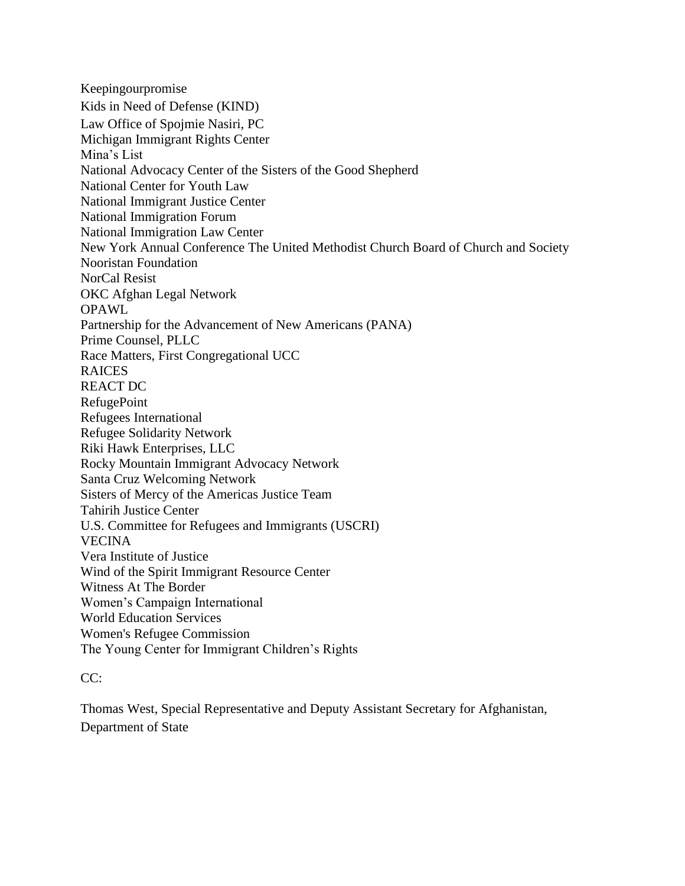Keepingourpromise
Kids in Need of Defense (KIND)
Law Office of Spojmie Nasiri, PC
Michigan Immigrant Rights Center
Mina's List
National Advocacy Center of the Sisters of the Good Shepherd
National Center for Youth Law
National Immigrant Justice Center
National Immigration Forum
National Immigration Law Center
New York Annual Conference The United Methodist Church Board of Church and Society
Nooristan Foundation
NorCal Resist
OKC Afghan Legal Network
OPAWL
Partnership for the Advancement of New Americans (PANA)
Prime Counsel, PLLC
Race Matters, First Congregational UCC
RAICES
REACT DC
RefugePoint
Refugees International
Refugee Solidarity Network
Riki Hawk Enterprises, LLC
Rocky Mountain Immigrant Advocacy Network
Santa Cruz Welcoming Network
Sisters of Mercy of the Americas Justice Team
Tahirih Justice Center
U.S. Committee for Refugees and Immigrants (USCRI)
VECINA
Vera Institute of Justice
Wind of the Spirit Immigrant Resource Center
Witness At The Border
Women's Campaign International
World Education Services
Women's Refugee Commission
The Young Center for Immigrant Children's Rights

CC:

Thomas West, Special Representative and Deputy Assistant Secretary for Afghanistan, Department of State